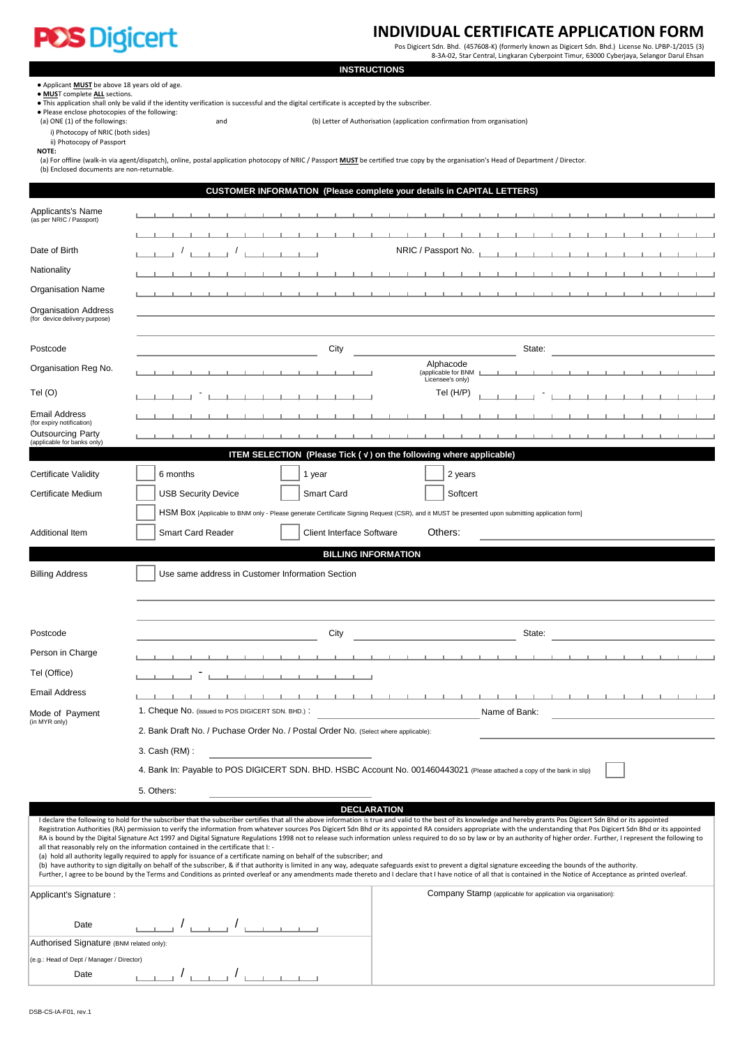POS Digicert

# INDIVIDUAL CERTIFICATE APPLICATION FORM

Pos Digicert Sdn. Bhd. (457608-K) (formerly known as Digicert Sdn. Bhd.) License No. LPBP-1/2015 (3)
8-3A-02, Star Central, Lingkaran Cyberpoint Timur, 63000 Cyberjaya, Selangor Darul Ehsan

## INSTRUCTIONS

- Applicant **MUST** be above 18 years old of age.
- **MUS**T complete **ALL** sections.
- This application shall only be valid if the identity verification is successful and the digital certificate is accepted by the subscriber.
- Please enclose photocopies of the following:
  - (a) ONE (1) of the followings: and (b) Letter of Authorisation (application confirmation from organisation)
    - i) Photocopy of NRIC (both sides)
    - ii) Photocopy of Passport

**NOTE:**
(a) For offline (walk-in via agent/dispatch), online, postal application photocopy of NRIC / Passport **MUST** be certified true copy by the organisation's Head of Department / Director.
(b) Enclosed documents are non-returnable.

## CUSTOMER INFORMATION (Please complete your details in CAPITAL LETTERS)

Applicants's Name (as per NRIC / Passport): ____________________

Date of Birth: ___ / ___ / _____ NRIC / Passport No. ____________________

Nationality: ____________________

Organisation Name: ____________________

Organisation Address (for device delivery purpose): ____________________

Postcode: __________ City: __________ State: __________

Organisation Reg No.: __________ Alphacode (applicable for BNM Licensee's only): __________

Tel (O): ____ - ________ Tel (H/P): ____ - ________

Email Address (for expiry notification): ____________________

Outsourcing Party (applicable for banks only): ____________________

## ITEM SELECTION (Please Tick ( √ ) on the following where applicable)

Certificate Validity: ☐ 6 months ☐ 1 year ☐ 2 years

Certificate Medium: ☐ USB Security Device ☐ Smart Card ☐ Softcert

☐ HSM Box [Applicable to BNM only - Please generate Certificate Signing Request (CSR), and it MUST be presented upon submitting application form]

Additional Item: ☐ Smart Card Reader ☐ Client Interface Software Others: __________

## BILLING INFORMATION

Billing Address: ☐ Use same address in Customer Information Section

____________________

Postcode: __________ City: __________ State: __________

Person in Charge: ____________________

Tel (Office): ____ - ________

Email Address: ____________________

Mode of Payment (in MYR only):

1. Cheque No. (issued to POS DIGICERT SDN. BHD.) : __________ Name of Bank: __________
2. Bank Draft No. / Puchase Order No. / Postal Order No. (Select where applicable): __________
3. Cash (RM) : __________
4. Bank In: Payable to POS DIGICERT SDN. BHD. HSBC Account No. 001460443021 (Please attached a copy of the bank in slip) ☐
5. Others: __________

## DECLARATION

I declare the following to hold for the subscriber that the subscriber certifies that all the above information is true and valid to the best of its knowledge and hereby grants Pos Digicert Sdn Bhd or its appointed Registration Authorities (RA) permission to verify the information from whatever sources Pos Digicert Sdn Bhd or its appointed RA considers appropriate with the understanding that Pos Digicert Sdn Bhd or its appointed RA is bound by the Digital Signature Act 1997 and Digital Signature Regulations 1998 not to release such information unless required to do so by law or by an authority of higher order. Further, I represent the following to all that reasonably rely on the information contained in the certificate that I: -
(a) hold all authority legally required to apply for issuance of a certificate naming on behalf of the subscriber; and
(b) have authority to sign digitally on behalf of the subscriber, & if that authority is limited in any way, adequate safeguards exist to prevent a digital signature exceeding the bounds of the authority.
Further, I agree to be bound by the Terms and Conditions as printed overleaf or any amendments made thereto and I declare that I have notice of all that is contained in the Notice of Acceptance as printed overleaf.

Applicant's Signature :

Date: ___ / ___ / _____

Authorised Signature (BNM related only):
(e.g.: Head of Dept / Manager / Director)

Date: ___ / ___ / _____

Company Stamp (applicable for application via organisation):

DSB-CS-IA-F01, rev.1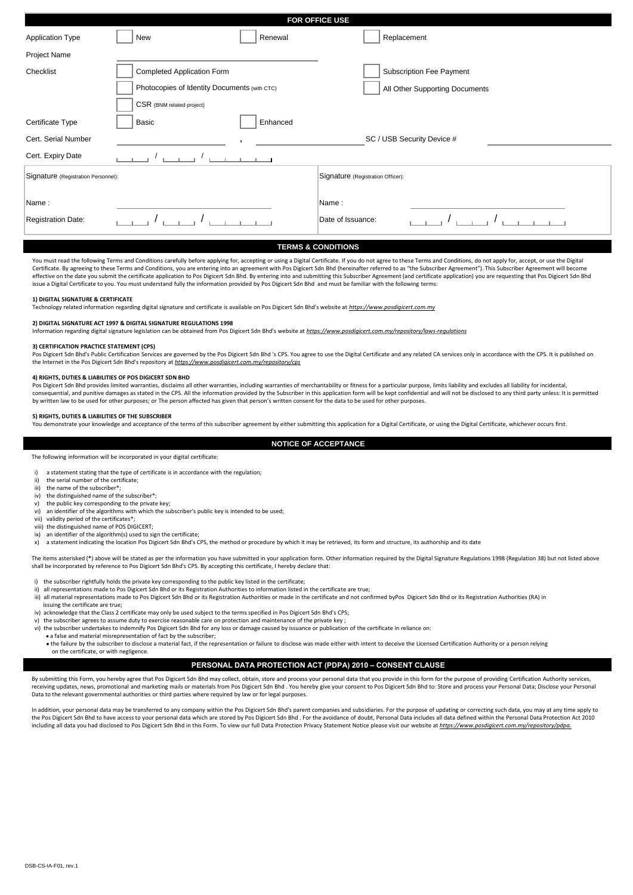## FOR OFFICE USE

| | | | |
|---|---|---|---|
| Application Type | ☐ New | ☐ Renewal | ☐ Replacement |
| Project Name | | | |
| Checklist | ☐ Completed Application Form | | ☐ Subscription Fee Payment |
| | ☐ Photocopies of Identity Documents (with CTC) | | ☐ All Other Supporting Documents |
| | ☐ CSR (BNM related project) | | |
| Certificate Type | ☐ Basic | ☐ Enhanced | |
| Cert. Serial Number | , | | SC / USB Security Device # |
| Cert. Expiry Date | / / | | |

| | |
|---|---|
| Signature (Registration Personnel): | Signature (Registration Officer): |
| Name : | Name : |
| Registration Date: / / | Date of Issuance: / / |

## TERMS & CONDITIONS

You must read the following Terms and Conditions carefully before applying for, accepting or using a Digital Certificate. If you do not agree to these Terms and Conditions, do not apply for, accept, or use the Digital Certificate. By agreeing to these Terms and Conditions, you are entering into an agreement with Pos Digicert Sdn Bhd (hereinafter referred to as "the Subscriber Agreement"). This Subscriber Agreement will become effective on the date you submit the certificate application to Pos Digicert Sdn Bhd. By entering into and submitting this Subscriber Agreement (and certificate application) you are requesting that Pos Digicert Sdn Bhd issue a Digital Certificate to you. You must understand fully the information provided by Pos Digicert Sdn Bhd and must be familiar with the following terms:

**1) DIGITAL SIGNATURE & CERTIFICATE**

Technology related information regarding digital signature and certificate is available on Pos Digicert Sdn Bhd's website at ***https://www.posdigicert.com.my***

**2) DIGITAL SIGNATURE ACT 1997 & DIGITAL SIGNATURE REGULATIONS 1998**

Information regarding digital signature legislation can be obtained from Pos Digicert Sdn Bhd's website at ***https://www.posdigicert.com.my/repository/laws-regulations***

**3) CERTIFICATION PRACTICE STATEMENT (CPS)**

Pos Digicert Sdn Bhd's Public Certification Services are governed by the Pos Digicert Sdn Bhd 's CPS. You agree to use the Digital Certificate and any related CA services only in accordance with the CPS. It is published on the Internet in the Pos Digicert Sdn Bhd's repository at ***https://www.posdigicert.com.my/repository/cps***

**4) RIGHTS, DUTIES & LIABILITIES OF POS DIGICERT SDN BHD**

Pos Digicert Sdn Bhd provides limited warranties, disclaims all other warranties, including warranties of merchantability or fitness for a particular purpose, limits liability and excludes all liability for incidental, consequential, and punitive damages as stated in the CPS. All the information provided by the Subscriber in this application form will be kept confidential and will not be disclosed to any third party unless: It is permitted by written law to be used for other purposes; or The person affected has given that person's written consent for the data to be used for other purposes.

**5) RIGHTS, DUTIES & LIABILITIES OF THE SUBSCRIBER**

You demonstrate your knowledge and acceptance of the terms of this subscriber agreement by either submitting this application for a Digital Certificate, or using the Digital Certificate, whichever occurs first.

## NOTICE OF ACCEPTANCE

The following information will be incorporated in your digital certificate:

i) a statement stating that the type of certificate is in accordance with the regulation;
ii) the serial number of the certificate;
iii) the name of the subscriber*;
iv) the distinguished name of the subscriber*;
v) the public key corresponding to the private key;
vi) an identifier of the algorithms with which the subscriber's public key is intended to be used;
vii) validity period of the certificates*;
viii) the distinguished name of POS DIGICERT;
ix) an identifier of the algorithm(s) used to sign the certificate;
x) a statement indicating the location Pos Digicert Sdn Bhd's CPS, the method or procedure by which it may be retrieved, its form and structure, its authorship and its date

The items asterisked (*) above will be stated as per the information you have submitted in your application form. Other information required by the Digital Signature Regulations 1998 (Regulation 38) but not listed above shall be incorporated by reference to Pos Digicert Sdn Bhd's CPS. By accepting this certificate, I hereby declare that:

i) the subscriber rightfully holds the private key corresponding to the public key listed in the certificate;
ii) all representations made to Pos Digicert Sdn Bhd or its Registration Authorities to information listed in the certificate are true;
iii) all material representations made to Pos Digicert Sdn Bhd or its Registration Authorities or made in the certificate and not confirmed byPos Digicert Sdn Bhd or its Registration Authorities (RA) in issuing the certificate are true;
iv) acknowledge that the Class 2 certificate may only be used subject to the terms specified in Pos Digicert Sdn Bhd's CPS;
v) the subscriber agrees to assume duty to exercise reasonable care on protection and maintenance of the private key ;
vi) the subscriber undertakes to indemnify Pos Digicert Sdn Bhd for any loss or damage caused by issuance or publication of the certificate in reliance on:
- a false and material misrepresentation of fact by the subscriber;
- the failure by the subscriber to disclose a material fact, if the representation or failure to disclose was made either with intent to deceive the Licensed Certification Authority or a person relying on the certificate, or with negligence.

## PERSONAL DATA PROTECTION ACT (PDPA) 2010 – CONSENT CLAUSE

By submitting this Form, you hereby agree that Pos Digicert Sdn Bhd may collect, obtain, store and process your personal data that you provide in this form for the purpose of providing Certification Authority services, receiving updates, news, promotional and marketing mails or materials from Pos Digicert Sdn Bhd . You hereby give your consent to Pos Digicert Sdn Bhd to: Store and process your Personal Data; Disclose your Personal Data to the relevant governmental authorities or third parties where required by law or for legal purposes.

In addition, your personal data may be transferred to any company within the Pos Digicert Sdn Bhd's parent companies and subsidiaries. For the purpose of updating or correcting such data, you may at any time apply to the Pos Digicert Sdn Bhd to have access to your personal data which are stored by Pos Digicert Sdn Bhd . For the avoidance of doubt, Personal Data includes all data defined within the Personal Data Protection Act 2010 including all data you had disclosed to Pos Digicert Sdn Bhd in this Form. To view our full Data Protection Privacy Statement Notice please visit our website at ***https://www.posdigicert.com.my/repository/pdpa.***

DSB-CS-IA-F01, rev.1